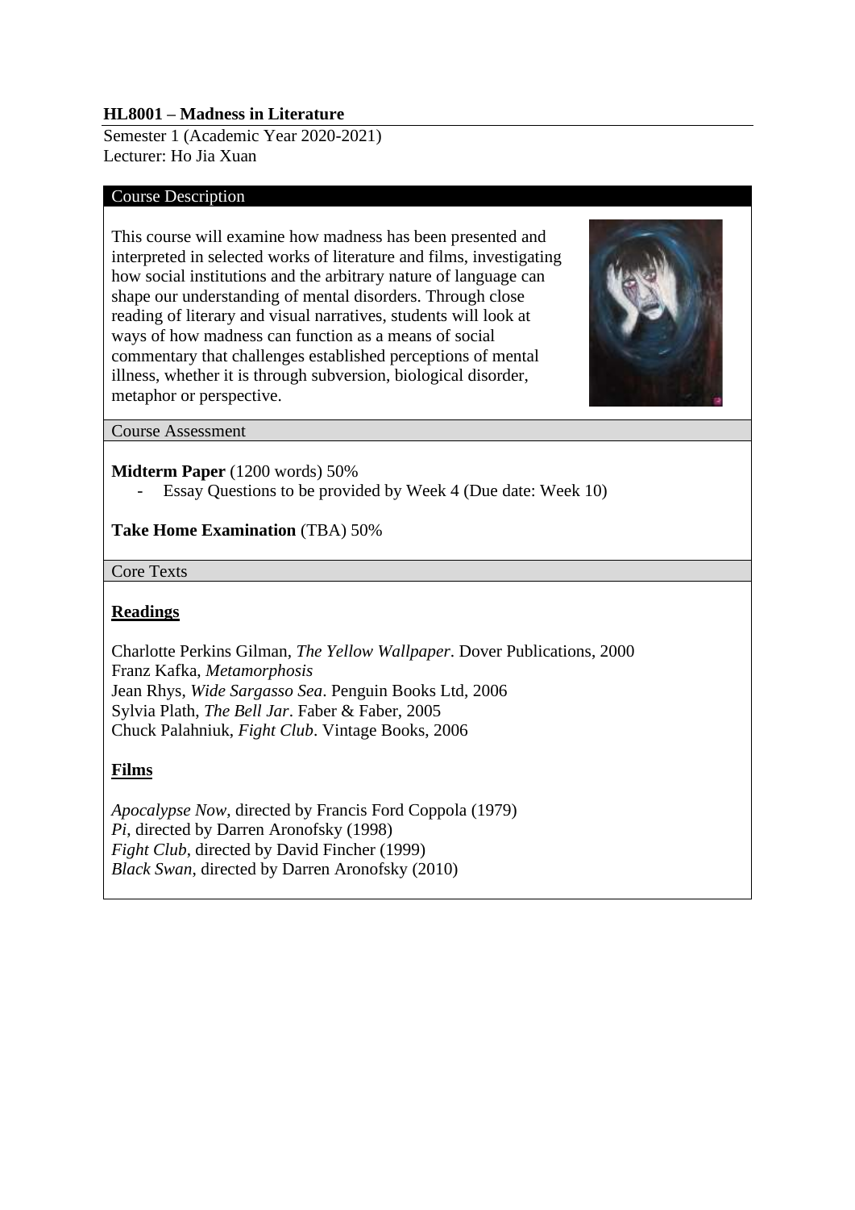# HL8001 – Madness in Literature

Semester 1 (Academic Year 2020-2021)
Lecturer: Ho Jia Xuan

## Course Description

This course will examine how madness has been presented and interpreted in selected works of literature and films, investigating how social institutions and the arbitrary nature of language can shape our understanding of mental disorders. Through close reading of literary and visual narratives, students will look at ways of how madness can function as a means of social commentary that challenges established perceptions of mental illness, whether it is through subversion, biological disorder, metaphor or perspective.

## Course Assessment

**Midterm Paper** (1200 words) 50%

- Essay Questions to be provided by Week 4 (Due date: Week 10)

**Take Home Examination** (TBA) 50%

## Core Texts

### Readings

Charlotte Perkins Gilman, *The Yellow Wallpaper*. Dover Publications, 2000
Franz Kafka, *Metamorphosis*
Jean Rhys, *Wide Sargasso Sea*. Penguin Books Ltd, 2006
Sylvia Plath, *The Bell Jar*. Faber & Faber, 2005
Chuck Palahniuk, *Fight Club*. Vintage Books, 2006

### Films

*Apocalypse Now*, directed by Francis Ford Coppola (1979)
*Pi*, directed by Darren Aronofsky (1998)
*Fight Club*, directed by David Fincher (1999)
*Black Swan*, directed by Darren Aronofsky (2010)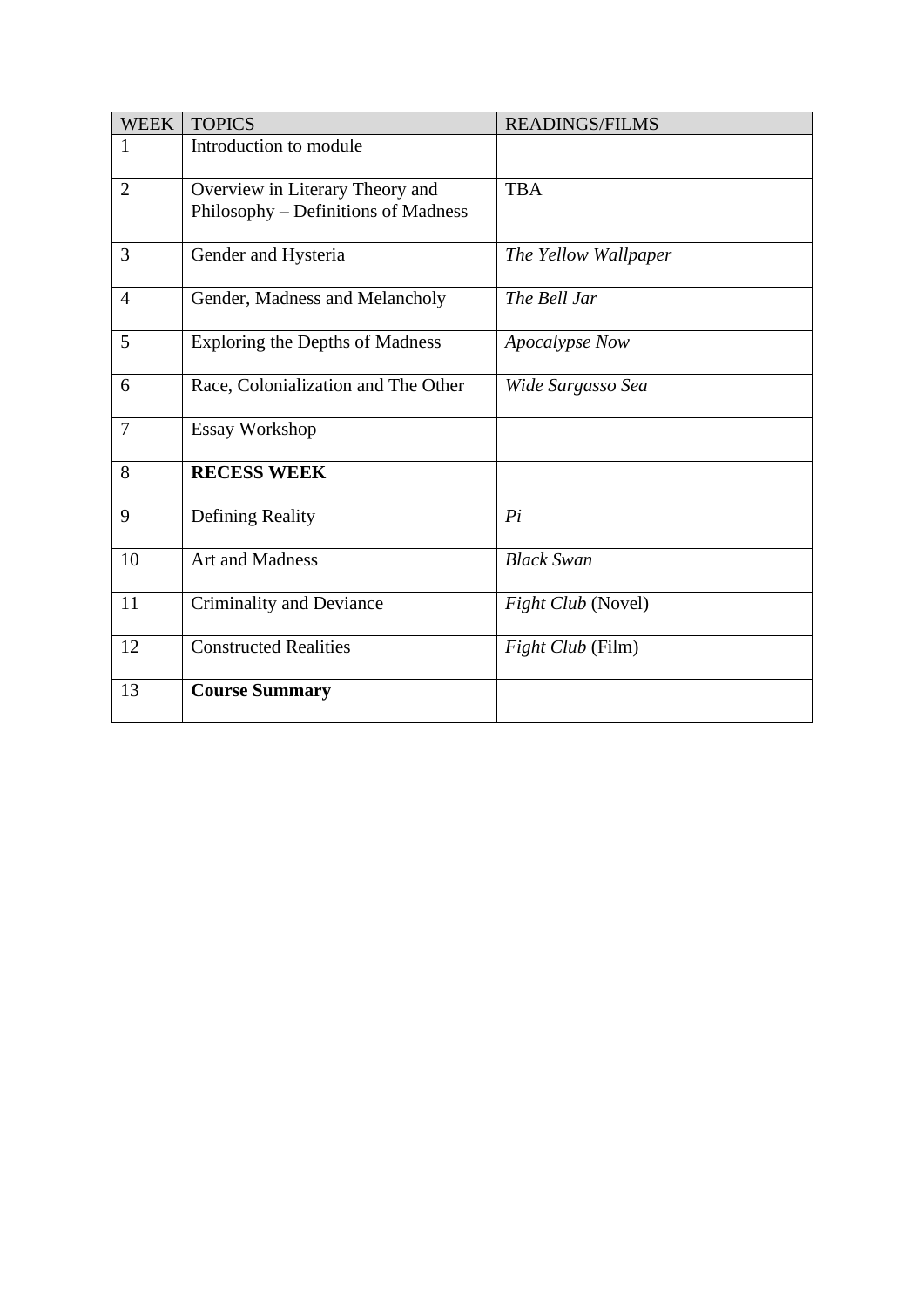| WEEK | TOPICS | READINGS/FILMS |
|---|---|---|
| 1 | Introduction to module | |
| 2 | Overview in Literary Theory and Philosophy – Definitions of Madness | TBA |
| 3 | Gender and Hysteria | *The Yellow Wallpaper* |
| 4 | Gender, Madness and Melancholy | *The Bell Jar* |
| 5 | Exploring the Depths of Madness | *Apocalypse Now* |
| 6 | Race, Colonialization and The Other | *Wide Sargasso Sea* |
| 7 | Essay Workshop | |
| 8 | **RECESS WEEK** | |
| 9 | Defining Reality | *Pi* |
| 10 | Art and Madness | *Black Swan* |
| 11 | Criminality and Deviance | *Fight Club* (Novel) |
| 12 | Constructed Realities | *Fight Club* (Film) |
| 13 | **Course Summary** | |